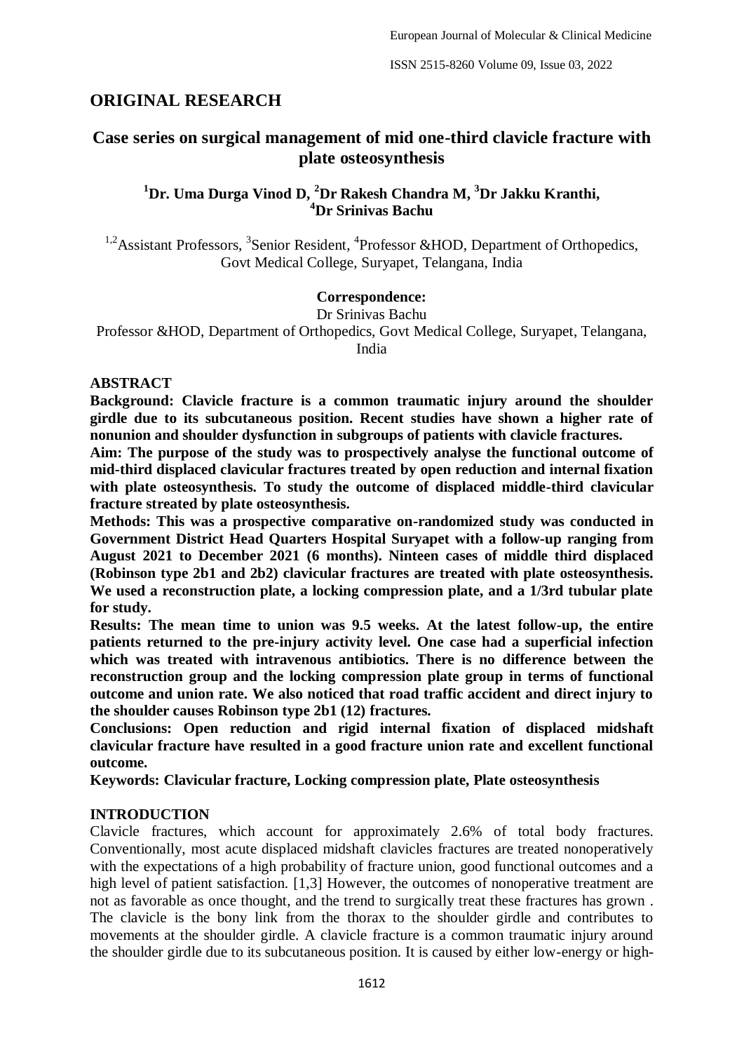## ORIGINAL RESEARCH

# Case series on surgical management of mid one-third clavicle fracture with plate osteosynthesis

**[1]Dr. Uma Durga Vinod D, [2]Dr Rakesh Chandra M, [3]Dr Jakku Kranthi, [4]Dr Srinivas Bachu**

[1,2]Assistant Professors, [3]Senior Resident, [4]Professor &HOD, Department of Orthopedics, Govt Medical College, Suryapet, Telangana, India

**Correspondence:**

Dr Srinivas Bachu

Professor &HOD, Department of Orthopedics, Govt Medical College, Suryapet, Telangana, India

### ABSTRACT

**Background: Clavicle fracture is a common traumatic injury around the shoulder girdle due to its subcutaneous position. Recent studies have shown a higher rate of nonunion and shoulder dysfunction in subgroups of patients with clavicle fractures.**

**Aim: The purpose of the study was to prospectively analyse the functional outcome of mid-third displaced clavicular fractures treated by open reduction and internal fixation with plate osteosynthesis. To study the outcome of displaced middle-third clavicular fracture streated by plate osteosynthesis.**

**Methods: This was a prospective comparative on-randomized study was conducted in Government District Head Quarters Hospital Suryapet with a follow-up ranging from August 2021 to December 2021 (6 months). Ninteen cases of middle third displaced (Robinson type 2b1 and 2b2) clavicular fractures are treated with plate osteosynthesis. We used a reconstruction plate, a locking compression plate, and a 1/3rd tubular plate for study.**

**Results: The mean time to union was 9.5 weeks. At the latest follow-up, the entire patients returned to the pre-injury activity level. One case had a superficial infection which was treated with intravenous antibiotics. There is no difference between the reconstruction group and the locking compression plate group in terms of functional outcome and union rate. We also noticed that road traffic accident and direct injury to the shoulder causes Robinson type 2b1 (12) fractures.**

**Conclusions: Open reduction and rigid internal fixation of displaced midshaft clavicular fracture have resulted in a good fracture union rate and excellent functional outcome.**

**Keywords: Clavicular fracture, Locking compression plate, Plate osteosynthesis**

### INTRODUCTION

Clavicle fractures, which account for approximately 2.6% of total body fractures. Conventionally, most acute displaced midshaft clavicles fractures are treated nonoperatively with the expectations of a high probability of fracture union, good functional outcomes and a high level of patient satisfaction. [1,3] However, the outcomes of nonoperative treatment are not as favorable as once thought, and the trend to surgically treat these fractures has grown . The clavicle is the bony link from the thorax to the shoulder girdle and contributes to movements at the shoulder girdle. A clavicle fracture is a common traumatic injury around the shoulder girdle due to its subcutaneous position. It is caused by either low-energy or high-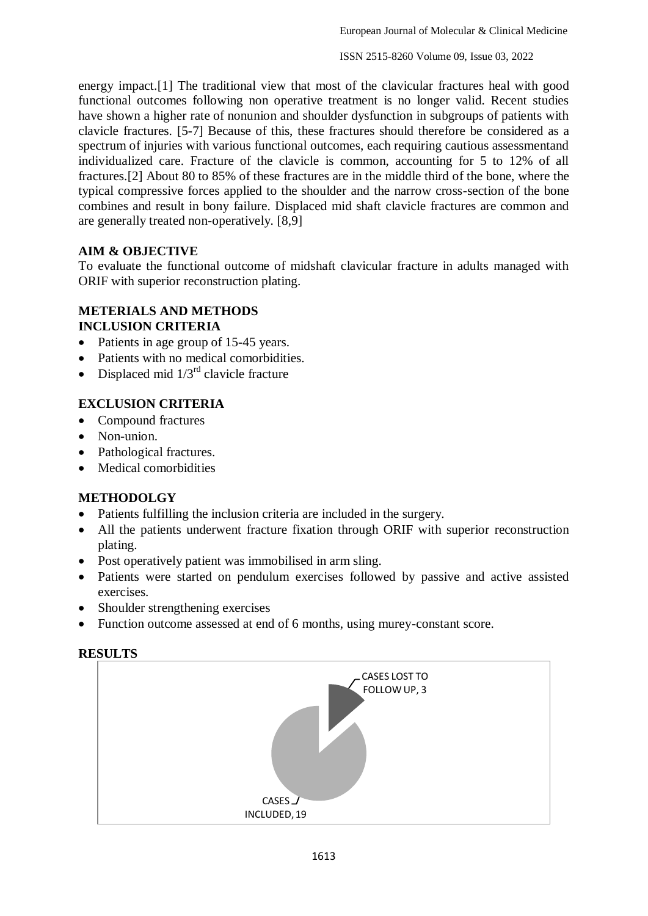energy impact.[1] The traditional view that most of the clavicular fractures heal with good functional outcomes following non operative treatment is no longer valid. Recent studies have shown a higher rate of nonunion and shoulder dysfunction in subgroups of patients with clavicle fractures. [5-7] Because of this, these fractures should therefore be considered as a spectrum of injuries with various functional outcomes, each requiring cautious assessmentand individualized care. Fracture of the clavicle is common, accounting for 5 to 12% of all fractures.[2] About 80 to 85% of these fractures are in the middle third of the bone, where the typical compressive forces applied to the shoulder and the narrow cross-section of the bone combines and result in bony failure. Displaced mid shaft clavicle fractures are common and are generally treated non-operatively. [8,9]

**AIM & OBJECTIVE**

To evaluate the functional outcome of midshaft clavicular fracture in adults managed with ORIF with superior reconstruction plating.

**METERIALS AND METHODS**

**INCLUSION CRITERIA**

- Patients in age group of 15-45 years.
- Patients with no medical comorbidities.
- Displaced mid 1/3rd clavicle fracture

**EXCLUSION CRITERIA**

- Compound fractures
- Non-union.
- Pathological fractures.
- Medical comorbidities

**METHODOLGY**

- Patients fulfilling the inclusion criteria are included in the surgery.
- All the patients underwent fracture fixation through ORIF with superior reconstruction plating.
- Post operatively patient was immobilised in arm sling.
- Patients were started on pendulum exercises followed by passive and active assisted exercises.
- Shoulder strengthening exercises
- Function outcome assessed at end of 6 months, using murey-constant score.

**RESULTS**

CASES LOST TO FOLLOW UP, 3

CASES INCLUDED, 19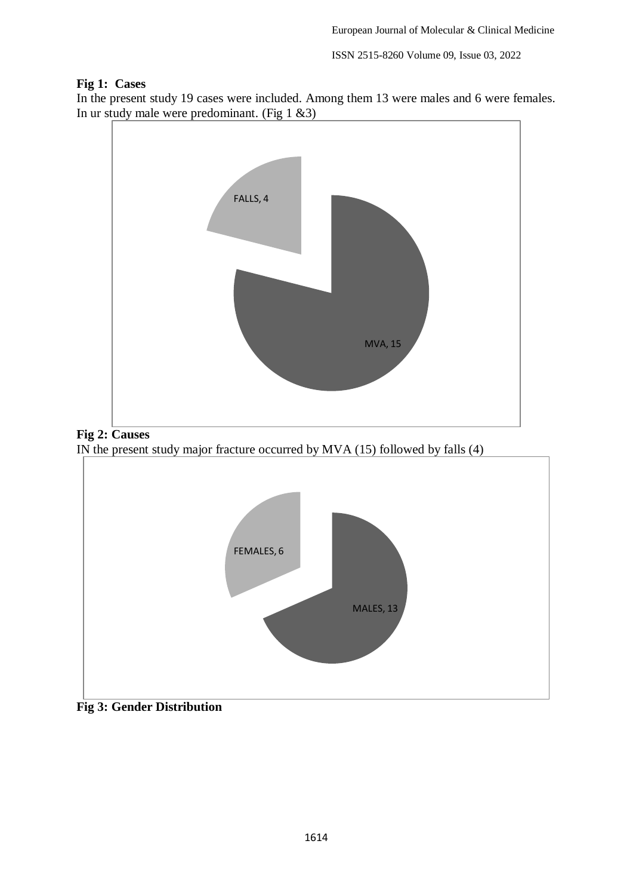**Fig 1: Cases**

In the present study 19 cases were included. Among them 13 were males and 6 were females. In ur study male were predominant. (Fig 1 &3)

FALLS, 4

MVA, 15

**Fig 2: Causes**

IN the present study major fracture occurred by MVA (15) followed by falls (4)

FEMALES, 6

MALES, 13

**Fig 3: Gender Distribution**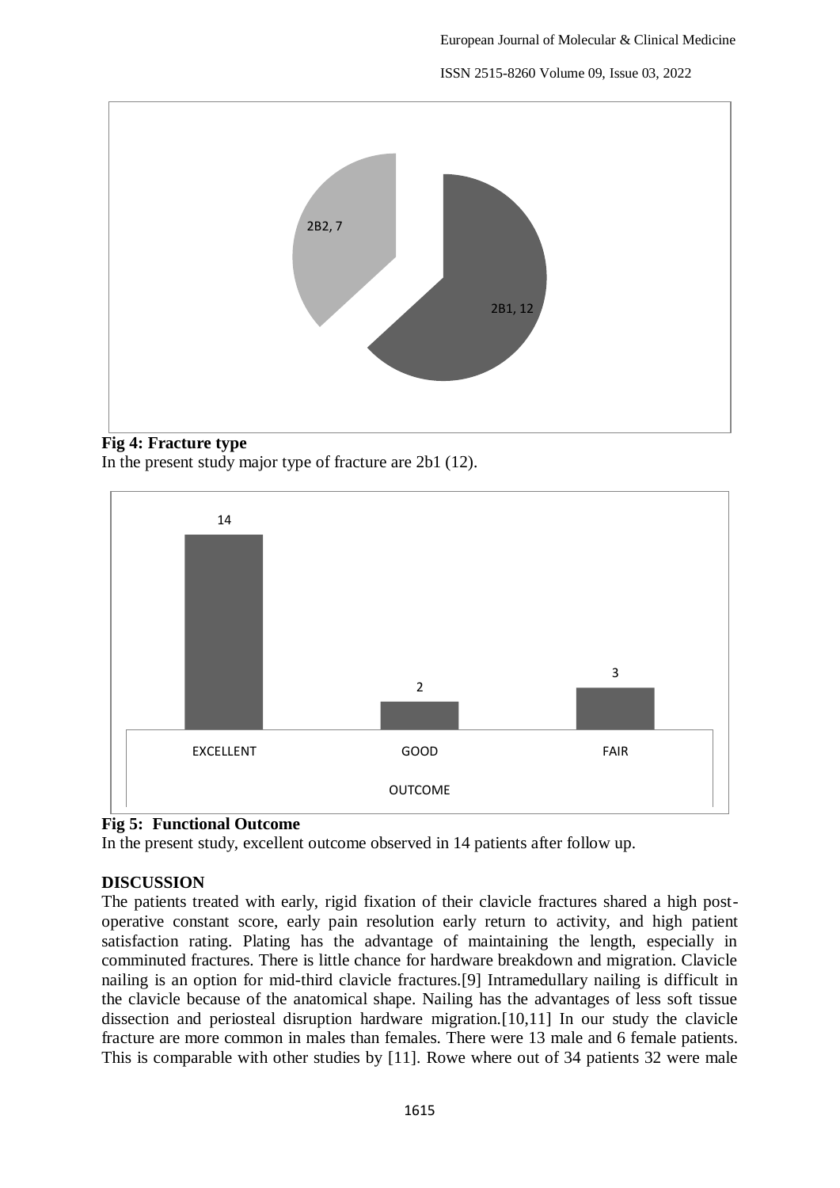**Fig 4: Fracture type**

In the present study major type of fracture are 2b1 (12).

**Fig 5: Functional Outcome**

In the present study, excellent outcome observed in 14 patients after follow up.

## DISCUSSION

The patients treated with early, rigid fixation of their clavicle fractures shared a high post-operative constant score, early pain resolution early return to activity, and high patient satisfaction rating. Plating has the advantage of maintaining the length, especially in comminuted fractures. There is little chance for hardware breakdown and migration. Clavicle nailing is an option for mid-third clavicle fractures.[9] Intramedullary nailing is difficult in the clavicle because of the anatomical shape. Nailing has the advantages of less soft tissue dissection and periosteal disruption hardware migration.[10,11] In our study the clavicle fracture are more common in males than females. There were 13 male and 6 female patients. This is comparable with other studies by [11]. Rowe where out of 34 patients 32 were male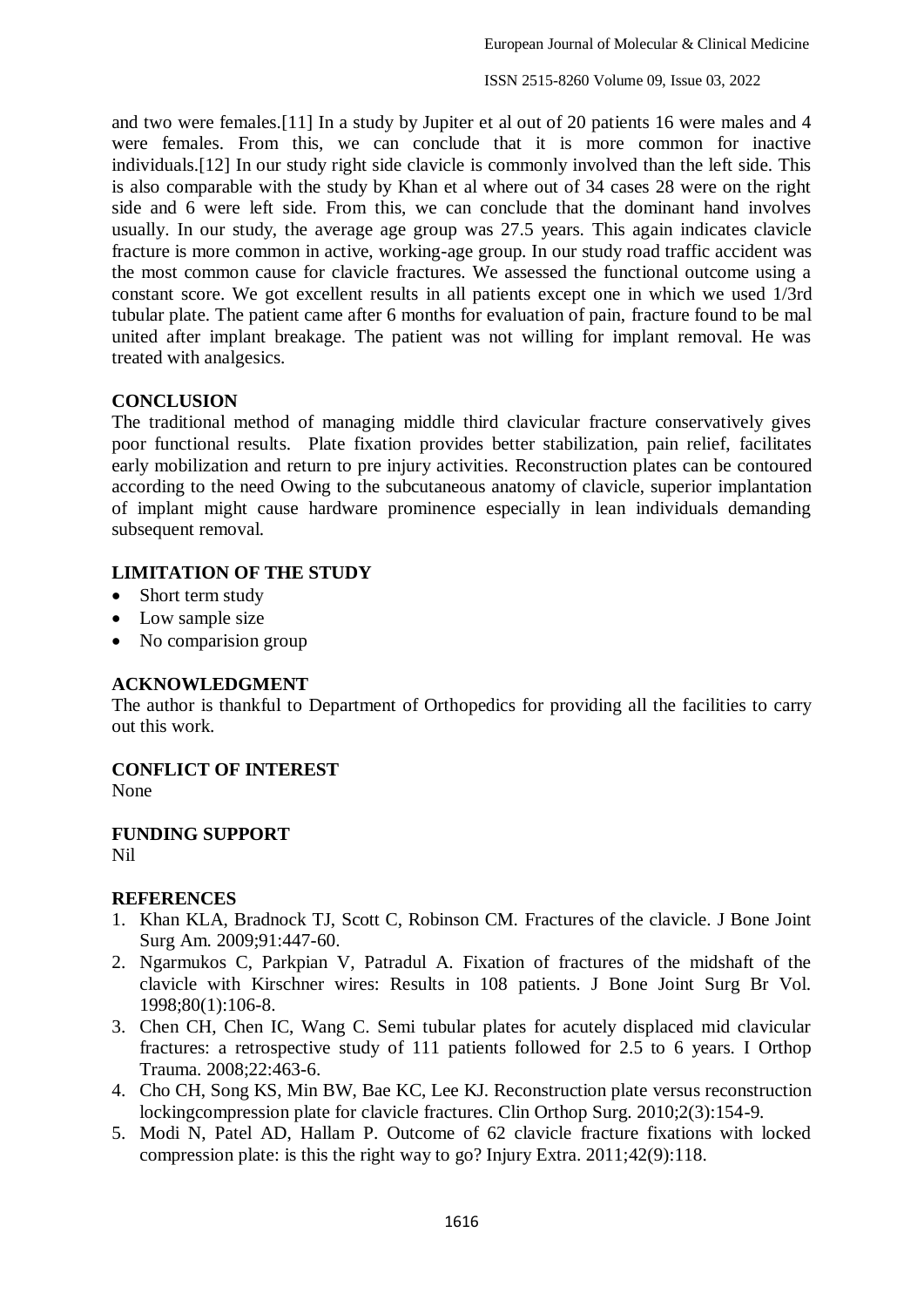and two were females.[11] In a study by Jupiter et al out of 20 patients 16 were males and 4 were females. From this, we can conclude that it is more common for inactive individuals.[12] In our study right side clavicle is commonly involved than the left side. This is also comparable with the study by Khan et al where out of 34 cases 28 were on the right side and 6 were left side. From this, we can conclude that the dominant hand involves usually. In our study, the average age group was 27.5 years. This again indicates clavicle fracture is more common in active, working-age group. In our study road traffic accident was the most common cause for clavicle fractures. We assessed the functional outcome using a constant score. We got excellent results in all patients except one in which we used 1/3rd tubular plate. The patient came after 6 months for evaluation of pain, fracture found to be mal united after implant breakage. The patient was not willing for implant removal. He was treated with analgesics.

## CONCLUSION

The traditional method of managing middle third clavicular fracture conservatively gives poor functional results. Plate fixation provides better stabilization, pain relief, facilitates early mobilization and return to pre injury activities. Reconstruction plates can be contoured according to the need Owing to the subcutaneous anatomy of clavicle, superior implantation of implant might cause hardware prominence especially in lean individuals demanding subsequent removal.

## LIMITATION OF THE STUDY

- Short term study
- Low sample size
- No comparision group

## ACKNOWLEDGMENT

The author is thankful to Department of Orthopedics for providing all the facilities to carry out this work.

## CONFLICT OF INTEREST

None

## FUNDING SUPPORT

Nil

## REFERENCES

1. Khan KLA, Bradnock TJ, Scott C, Robinson CM. Fractures of the clavicle. J Bone Joint Surg Am. 2009;91:447-60.
2. Ngarmukos C, Parkpian V, Patradul A. Fixation of fractures of the midshaft of the clavicle with Kirschner wires: Results in 108 patients. J Bone Joint Surg Br Vol. 1998;80(1):106-8.
3. Chen CH, Chen IC, Wang C. Semi tubular plates for acutely displaced mid clavicular fractures: a retrospective study of 111 patients followed for 2.5 to 6 years. I Orthop Trauma. 2008;22:463-6.
4. Cho CH, Song KS, Min BW, Bae KC, Lee KJ. Reconstruction plate versus reconstruction lockingcompression plate for clavicle fractures. Clin Orthop Surg. 2010;2(3):154-9.
5. Modi N, Patel AD, Hallam P. Outcome of 62 clavicle fracture fixations with locked compression plate: is this the right way to go? Injury Extra. 2011;42(9):118.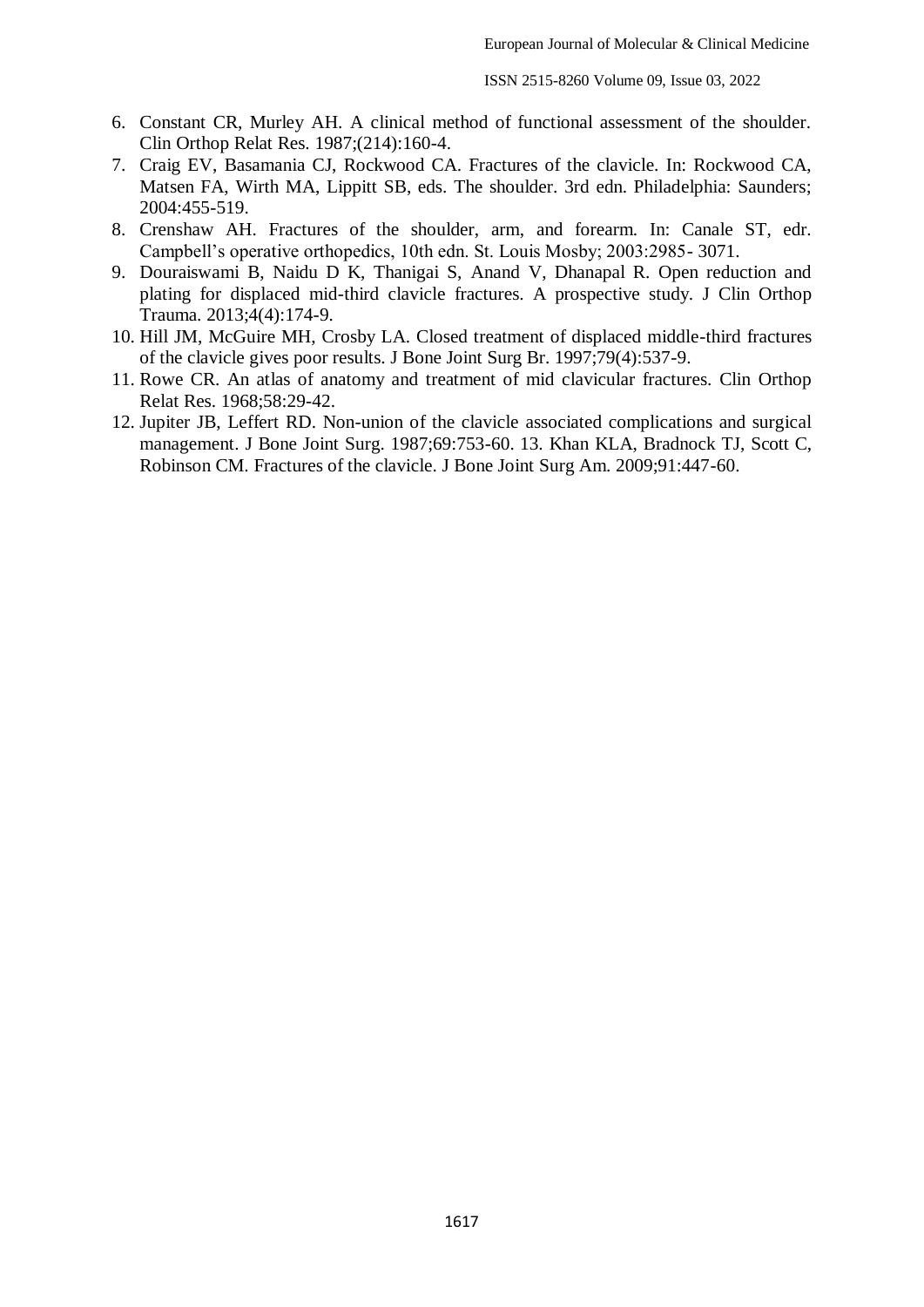6. Constant CR, Murley AH. A clinical method of functional assessment of the shoulder. Clin Orthop Relat Res. 1987;(214):160-4.
7. Craig EV, Basamania CJ, Rockwood CA. Fractures of the clavicle. In: Rockwood CA, Matsen FA, Wirth MA, Lippitt SB, eds. The shoulder. 3rd edn. Philadelphia: Saunders; 2004:455-519.
8. Crenshaw AH. Fractures of the shoulder, arm, and forearm. In: Canale ST, edr. Campbell's operative orthopedics, 10th edn. St. Louis Mosby; 2003:2985- 3071.
9. Douraiswami B, Naidu D K, Thanigai S, Anand V, Dhanapal R. Open reduction and plating for displaced mid-third clavicle fractures. A prospective study. J Clin Orthop Trauma. 2013;4(4):174-9.
10. Hill JM, McGuire MH, Crosby LA. Closed treatment of displaced middle-third fractures of the clavicle gives poor results. J Bone Joint Surg Br. 1997;79(4):537-9.
11. Rowe CR. An atlas of anatomy and treatment of mid clavicular fractures. Clin Orthop Relat Res. 1968;58:29-42.
12. Jupiter JB, Leffert RD. Non-union of the clavicle associated complications and surgical management. J Bone Joint Surg. 1987;69:753-60. 13. Khan KLA, Bradnock TJ, Scott C, Robinson CM. Fractures of the clavicle. J Bone Joint Surg Am. 2009;91:447-60.